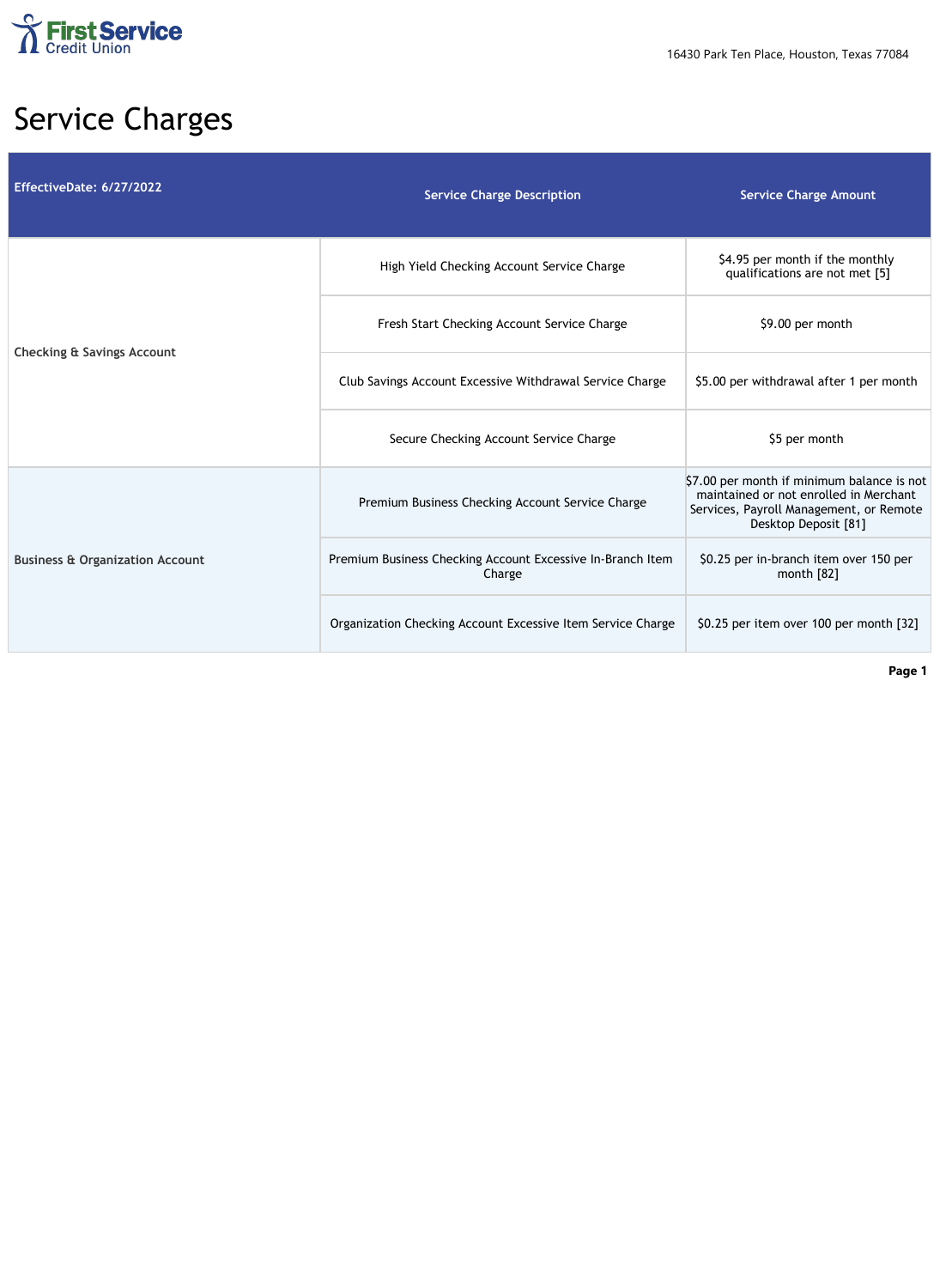First Service Credit Union

16430 Park Ten Place, Houston, Texas 77084

# Service Charges

| EffectiveDate: 6/27/2022 | Service Charge Description | Service Charge Amount |
|---|---|---|
| Checking & Savings Account | High Yield Checking Account Service Charge | $4.95 per month if the monthly qualifications are not met [5] |
| | Fresh Start Checking Account Service Charge | $9.00 per month |
| | Club Savings Account Excessive Withdrawal Service Charge | $5.00 per withdrawal after 1 per month |
| | Secure Checking Account Service Charge | $5 per month |
| Business & Organization Account | Premium Business Checking Account Service Charge | $7.00 per month if minimum balance is not maintained or not enrolled in Merchant Services, Payroll Management, or Remote Desktop Deposit [81] |
| | Premium Business Checking Account Excessive In-Branch Item Charge | $0.25 per in-branch item over 150 per month [82] |
| | Organization Checking Account Excessive Item Service Charge | $0.25 per item over 100 per month [32] |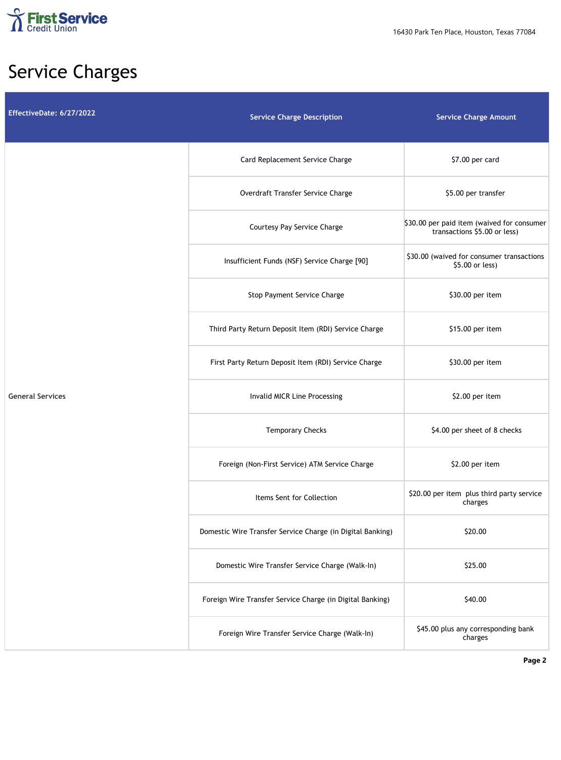# Service Charges

| EffectiveDate: 6/27/2022 | Service Charge Description | Service Charge Amount |
|---|---|---|
| General Services | Card Replacement Service Charge | $7.00 per card |
| | Overdraft Transfer Service Charge | $5.00 per transfer |
| | Courtesy Pay Service Charge | $30.00 per paid item (waived for consumer transactions $5.00 or less) |
| | Insufficient Funds (NSF) Service Charge [90] | $30.00 (waived for consumer transactions $5.00 or less) |
| | Stop Payment Service Charge | $30.00 per item |
| | Third Party Return Deposit Item (RDI) Service Charge | $15.00 per item |
| | First Party Return Deposit Item (RDI) Service Charge | $30.00 per item |
| | Invalid MICR Line Processing | $2.00 per item |
| | Temporary Checks | $4.00 per sheet of 8 checks |
| | Foreign (Non-First Service) ATM Service Charge | $2.00 per item |
| | Items Sent for Collection | $20.00 per item plus third party service charges |
| | Domestic Wire Transfer Service Charge (in Digital Banking) | $20.00 |
| | Domestic Wire Transfer Service Charge (Walk-In) | $25.00 |
| | Foreign Wire Transfer Service Charge (in Digital Banking) | $40.00 |
| | Foreign Wire Transfer Service Charge (Walk-In) | $45.00 plus any corresponding bank charges |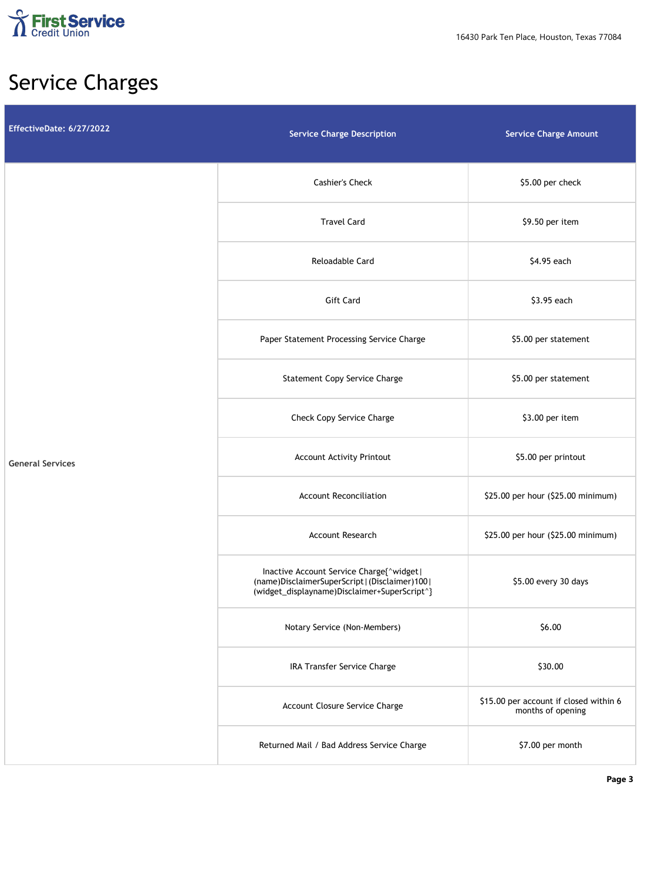First Service Credit Union

16430 Park Ten Place, Houston, Texas 77084

# Service Charges

| EffectiveDate: 6/27/2022 | Service Charge Description | Service Charge Amount |
|---|---|---|
| General Services | Cashier's Check | $5.00 per check |
| | Travel Card | $9.50 per item |
| | Reloadable Card | $4.95 each |
| | Gift Card | $3.95 each |
| | Paper Statement Processing Service Charge | $5.00 per statement |
| | Statement Copy Service Charge | $5.00 per statement |
| | Check Copy Service Charge | $3.00 per item |
| | Account Activity Printout | $5.00 per printout |
| | Account Reconciliation | $25.00 per hour ($25.00 minimum) |
| | Account Research | $25.00 per hour ($25.00 minimum) |
| | Inactive Account Service Charge{^widget\|(name)DisclaimerSuperScript\|(Disclaimer)100\|(widget_displayname)Disclaimer+SuperScript^} | $5.00 every 30 days |
| | Notary Service (Non-Members) | $6.00 |
| | IRA Transfer Service Charge | $30.00 |
| | Account Closure Service Charge | $15.00 per account if closed within 6 months of opening |
| | Returned Mail / Bad Address Service Charge | $7.00 per month |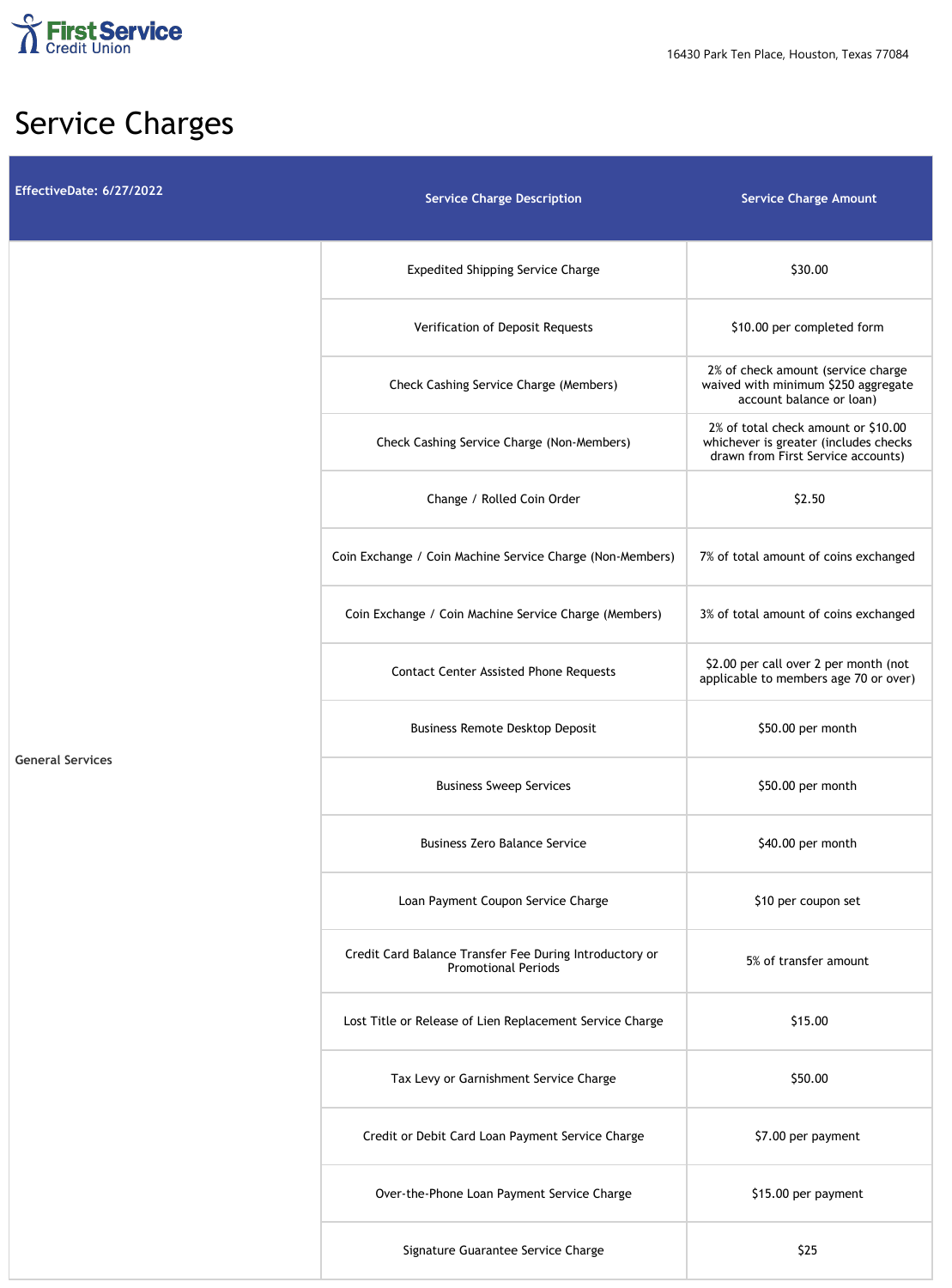First Service Credit Union

16430 Park Ten Place, Houston, Texas 77084

# Service Charges

| EffectiveDate: 6/27/2022 | Service Charge Description | Service Charge Amount |
|---|---|---|
| General Services | Expedited Shipping Service Charge | $30.00 |
| | Verification of Deposit Requests | $10.00 per completed form |
| | Check Cashing Service Charge (Members) | 2% of check amount (service charge waived with minimum $250 aggregate account balance or loan) |
| | Check Cashing Service Charge (Non-Members) | 2% of total check amount or $10.00 whichever is greater (includes checks drawn from First Service accounts) |
| | Change / Rolled Coin Order | $2.50 |
| | Coin Exchange / Coin Machine Service Charge (Non-Members) | 7% of total amount of coins exchanged |
| | Coin Exchange / Coin Machine Service Charge (Members) | 3% of total amount of coins exchanged |
| | Contact Center Assisted Phone Requests | $2.00 per call over 2 per month (not applicable to members age 70 or over) |
| | Business Remote Desktop Deposit | $50.00 per month |
| | Business Sweep Services | $50.00 per month |
| | Business Zero Balance Service | $40.00 per month |
| | Loan Payment Coupon Service Charge | $10 per coupon set |
| | Credit Card Balance Transfer Fee During Introductory or Promotional Periods | 5% of transfer amount |
| | Lost Title or Release of Lien Replacement Service Charge | $15.00 |
| | Tax Levy or Garnishment Service Charge | $50.00 |
| | Credit or Debit Card Loan Payment Service Charge | $7.00 per payment |
| | Over-the-Phone Loan Payment Service Charge | $15.00 per payment |
| | Signature Guarantee Service Charge | $25 |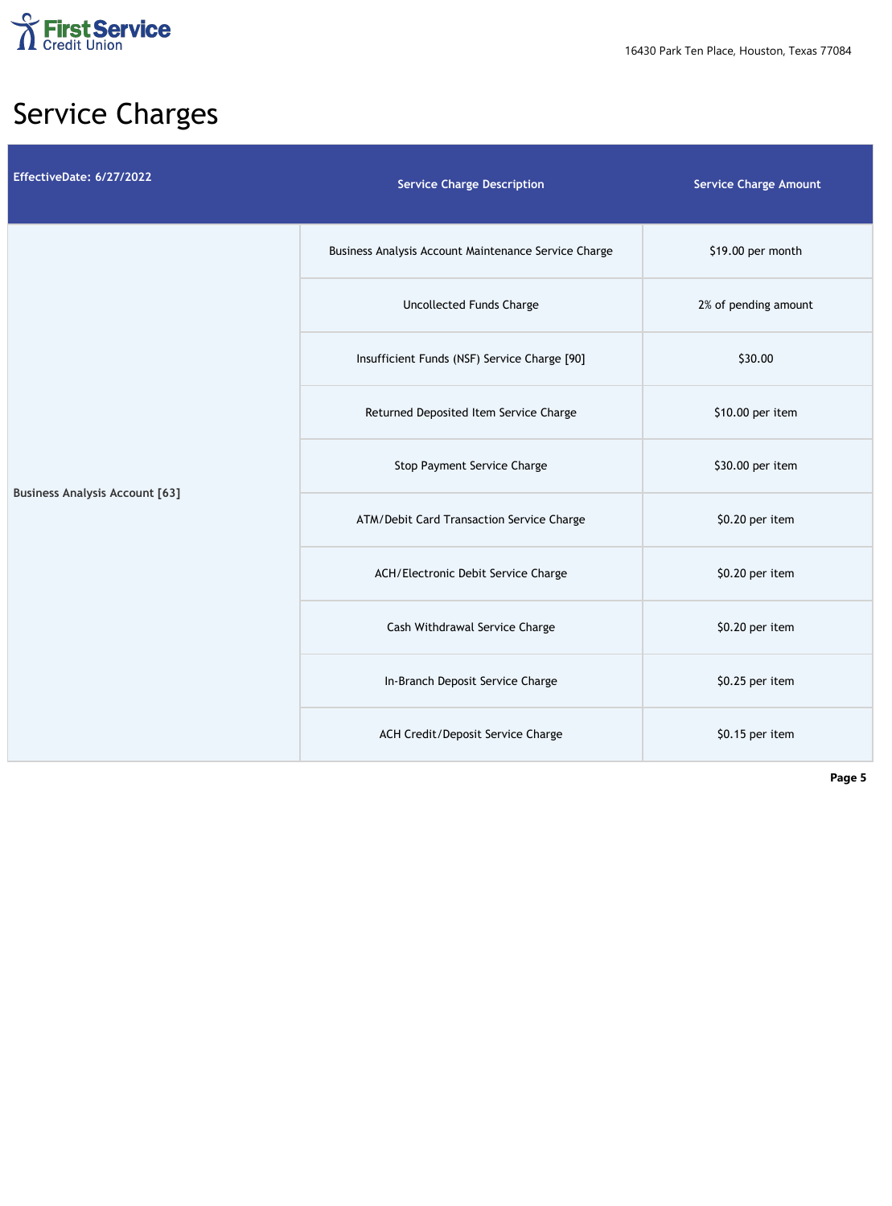16430 Park Ten Place, Houston, Texas 77084

# Service Charges

| EffectiveDate: 6/27/2022 | Service Charge Description | Service Charge Amount |
|---|---|---|
| **Business Analysis Account [63]** | Business Analysis Account Maintenance Service Charge | $19.00 per month |
| | Uncollected Funds Charge | 2% of pending amount |
| | Insufficient Funds (NSF) Service Charge [90] | $30.00 |
| | Returned Deposited Item Service Charge | $10.00 per item |
| | Stop Payment Service Charge | $30.00 per item |
| | ATM/Debit Card Transaction Service Charge | $0.20 per item |
| | ACH/Electronic Debit Service Charge | $0.20 per item |
| | Cash Withdrawal Service Charge | $0.20 per item |
| | In-Branch Deposit Service Charge | $0.25 per item |
| | ACH Credit/Deposit Service Charge | $0.15 per item |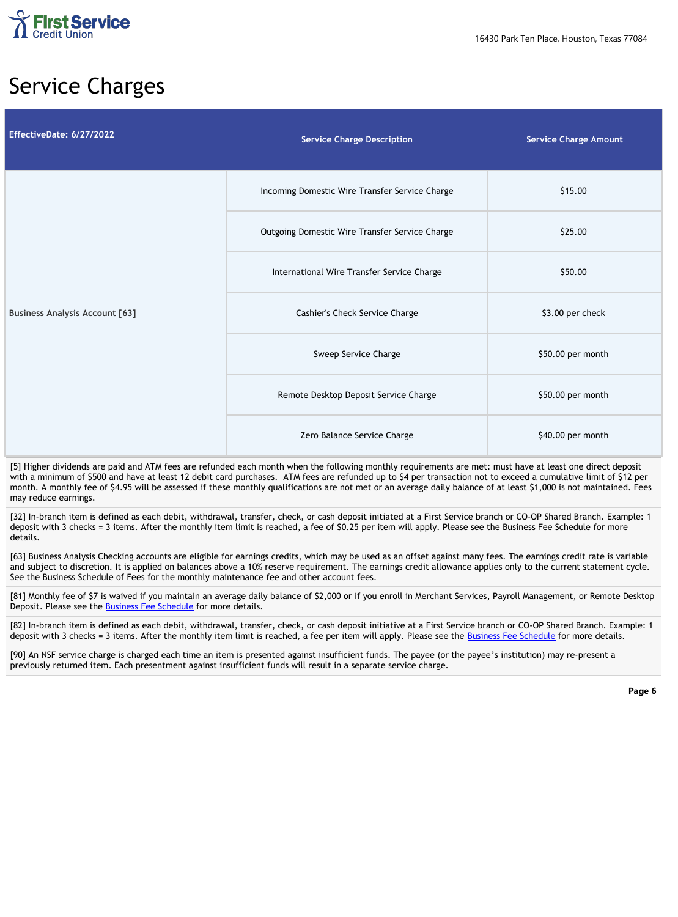# Service Charges

| EffectiveDate: 6/27/2022 | Service Charge Description | Service Charge Amount |
|---|---|---|
| Business Analysis Account [63] | Incoming Domestic Wire Transfer Service Charge | $15.00 |
| | Outgoing Domestic Wire Transfer Service Charge | $25.00 |
| | International Wire Transfer Service Charge | $50.00 |
| | Cashier's Check Service Charge | $3.00 per check |
| | Sweep Service Charge | $50.00 per month |
| | Remote Desktop Deposit Service Charge | $50.00 per month |
| | Zero Balance Service Charge | $40.00 per month |

[5] Higher dividends are paid and ATM fees are refunded each month when the following monthly requirements are met: must have at least one direct deposit with a minimum of $500 and have at least 12 debit card purchases. ATM fees are refunded up to $4 per transaction not to exceed a cumulative limit of $12 per month. A monthly fee of $4.95 will be assessed if these monthly qualifications are not met or an average daily balance of at least $1,000 is not maintained. Fees may reduce earnings.

[32] In-branch item is defined as each debit, withdrawal, transfer, check, or cash deposit initiated at a First Service branch or CO-OP Shared Branch. Example: 1 deposit with 3 checks = 3 items. After the monthly item limit is reached, a fee of $0.25 per item will apply. Please see the Business Fee Schedule for more details.

[63] Business Analysis Checking accounts are eligible for earnings credits, which may be used as an offset against many fees. The earnings credit rate is variable and subject to discretion. It is applied on balances above a 10% reserve requirement. The earnings credit allowance applies only to the current statement cycle. See the Business Schedule of Fees for the monthly maintenance fee and other account fees.

[81] Monthly fee of $7 is waived if you maintain an average daily balance of $2,000 or if you enroll in Merchant Services, Payroll Management, or Remote Desktop Deposit. Please see the Business Fee Schedule for more details.

[82] In-branch item is defined as each debit, withdrawal, transfer, check, or cash deposit initiative at a First Service branch or CO-OP Shared Branch. Example: 1 deposit with 3 checks = 3 items. After the monthly item limit is reached, a fee per item will apply. Please see the Business Fee Schedule for more details.

[90] An NSF service charge is charged each time an item is presented against insufficient funds. The payee (or the payee's institution) may re-present a previously returned item. Each presentment against insufficient funds will result in a separate service charge.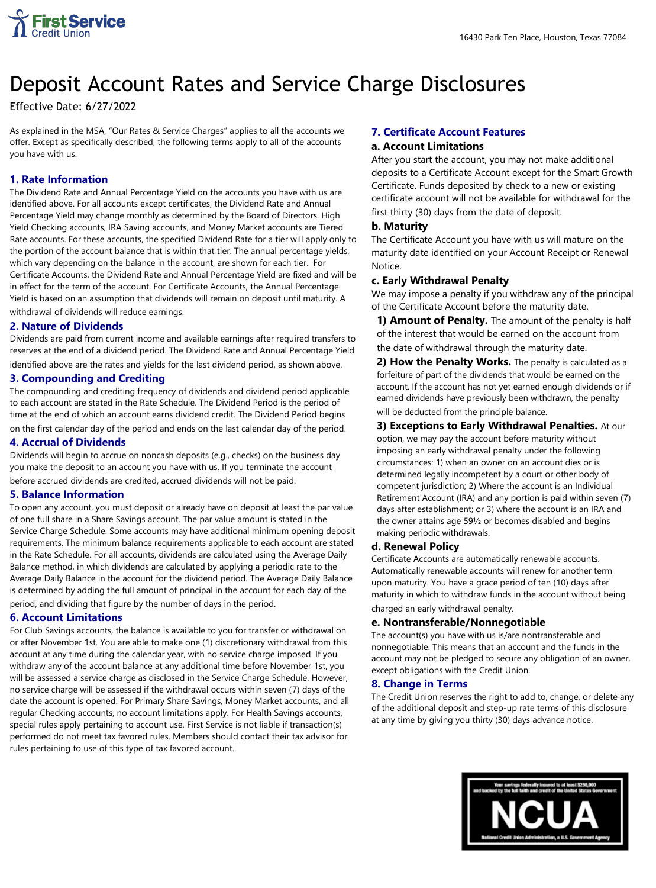16430 Park Ten Place, Houston, Texas 77084

# Deposit Account Rates and Service Charge Disclosures

Effective Date: 6/27/2022

As explained in the MSA, "Our Rates & Service Charges" applies to all the accounts we offer. Except as specifically described, the following terms apply to all of the accounts you have with us.

## 1. Rate Information

The Dividend Rate and Annual Percentage Yield on the accounts you have with us are identified above. For all accounts except certificates, the Dividend Rate and Annual Percentage Yield may change monthly as determined by the Board of Directors. High Yield Checking accounts, IRA Saving accounts, and Money Market accounts are Tiered Rate accounts. For these accounts, the specified Dividend Rate for a tier will apply only to the portion of the account balance that is within that tier. The annual percentage yields, which vary depending on the balance in the account, are shown for each tier. For Certificate Accounts, the Dividend Rate and Annual Percentage Yield are fixed and will be in effect for the term of the account. For Certificate Accounts, the Annual Percentage Yield is based on an assumption that dividends will remain on deposit until maturity. A withdrawal of dividends will reduce earnings.

## 2. Nature of Dividends

Dividends are paid from current income and available earnings after required transfers to reserves at the end of a dividend period. The Dividend Rate and Annual Percentage Yield identified above are the rates and yields for the last dividend period, as shown above.

## 3. Compounding and Crediting

The compounding and crediting frequency of dividends and dividend period applicable to each account are stated in the Rate Schedule. The Dividend Period is the period of time at the end of which an account earns dividend credit. The Dividend Period begins on the first calendar day of the period and ends on the last calendar day of the period.

## 4. Accrual of Dividends

Dividends will begin to accrue on noncash deposits (e.g., checks) on the business day you make the deposit to an account you have with us. If you terminate the account before accrued dividends are credited, accrued dividends will not be paid.

## 5. Balance Information

To open any account, you must deposit or already have on deposit at least the par value of one full share in a Share Savings account. The par value amount is stated in the Service Charge Schedule. Some accounts may have additional minimum opening deposit requirements. The minimum balance requirements applicable to each account are stated in the Rate Schedule. For all accounts, dividends are calculated using the Average Daily Balance method, in which dividends are calculated by applying a periodic rate to the Average Daily Balance in the account for the dividend period. The Average Daily Balance is determined by adding the full amount of principal in the account for each day of the period, and dividing that figure by the number of days in the period.

## 6. Account Limitations

For Club Savings accounts, the balance is available to you for transfer or withdrawal on or after November 1st. You are able to make one (1) discretionary withdrawal from this account at any time during the calendar year, with no service charge imposed. If you withdraw any of the account balance at any additional time before November 1st, you will be assessed a service charge as disclosed in the Service Charge Schedule. However, no service charge will be assessed if the withdrawal occurs within seven (7) days of the date the account is opened. For Primary Share Savings, Money Market accounts, and all regular Checking accounts, no account limitations apply. For Health Savings accounts, special rules apply pertaining to account use. First Service is not liable if transaction(s) performed do not meet tax favored rules. Members should contact their tax advisor for rules pertaining to use of this type of tax favored account.

## 7. Certificate Account Features

### a. Account Limitations

After you start the account, you may not make additional deposits to a Certificate Account except for the Smart Growth Certificate. Funds deposited by check to a new or existing certificate account will not be available for withdrawal for the first thirty (30) days from the date of deposit.

### b. Maturity

The Certificate Account you have with us will mature on the maturity date identified on your Account Receipt or Renewal Notice.

### c. Early Withdrawal Penalty

We may impose a penalty if you withdraw any of the principal of the Certificate Account before the maturity date.

**1) Amount of Penalty.** The amount of the penalty is half of the interest that would be earned on the account from the date of withdrawal through the maturity date.

**2) How the Penalty Works.** The penalty is calculated as a forfeiture of part of the dividends that would be earned on the account. If the account has not yet earned enough dividends or if earned dividends have previously been withdrawn, the penalty will be deducted from the principle balance.

**3) Exceptions to Early Withdrawal Penalties.** At our option, we may pay the account before maturity without imposing an early withdrawal penalty under the following circumstances: 1) when an owner on an account dies or is determined legally incompetent by a court or other body of competent jurisdiction; 2) Where the account is an Individual Retirement Account (IRA) and any portion is paid within seven (7) days after establishment; or 3) where the account is an IRA and the owner attains age 59½ or becomes disabled and begins making periodic withdrawals.

### d. Renewal Policy

Certificate Accounts are automatically renewable accounts. Automatically renewable accounts will renew for another term upon maturity. You have a grace period of ten (10) days after maturity in which to withdraw funds in the account without being charged an early withdrawal penalty.

### e. Nontransferable/Nonnegotiable

The account(s) you have with us is/are nontransferable and nonnegotiable. This means that an account and the funds in the account may not be pledged to secure any obligation of an owner, except obligations with the Credit Union.

## 8. Change in Terms

The Credit Union reserves the right to add to, change, or delete any of the additional deposit and step-up rate terms of this disclosure at any time by giving you thirty (30) days advance notice.

Your savings federally insured to at least $250,000 and backed by the full faith and credit of the United States Government

NCUA

National Credit Union Administration, a U.S. Government Agency